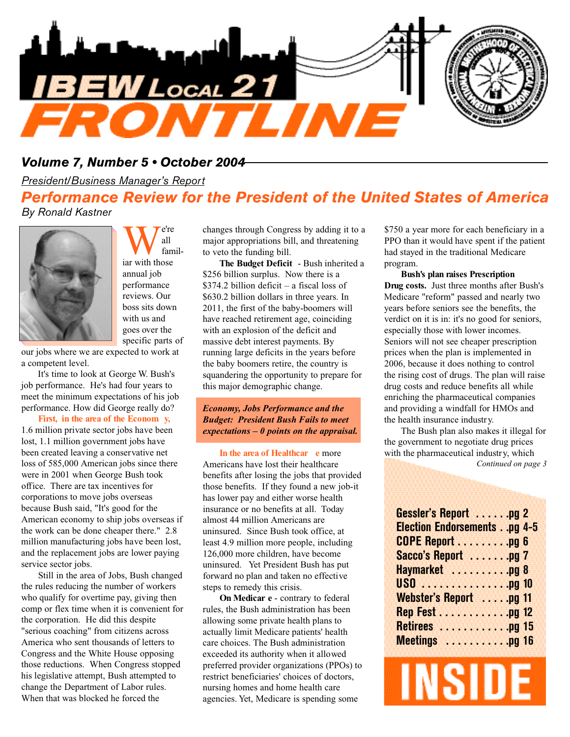# IBEW Local 21 FRONTLINE

***Volume 7, Number 5 • October 2004***

*President/Business Manager's Report*

## *Performance Review for the President of the United States of America*

*By Ronald Kastner*

We're all familiar with those annual job performance reviews. Our boss sits down with us and goes over the specific parts of our jobs where we are expected to work at a competent level.

It's time to look at George W. Bush's job performance. He's had four years to meet the minimum expectations of his job performance. How did George really do?

**First, in the area of the Economy,** 1.6 million private sector jobs have been lost, 1.1 million government jobs have been created leaving a conservative net loss of 585,000 American jobs since there were in 2001 when George Bush took office. There are tax incentives for corporations to move jobs overseas because Bush said, "It's good for the American economy to ship jobs overseas if the work can be done cheaper there." 2.8 million manufacturing jobs have been lost, and the replacement jobs are lower paying service sector jobs.

Still in the area of Jobs, Bush changed the rules reducing the number of workers who qualify for overtime pay, giving then comp or flex time when it is convenient for the corporation. He did this despite "serious coaching" from citizens across America who sent thousands of letters to Congress and the White House opposing those reductions. When Congress stopped his legislative attempt, Bush attempted to change the Department of Labor rules. When that was blocked he forced the changes through Congress by adding it to a major appropriations bill, and threatening to veto the funding bill.

**The Budget Deficit** - Bush inherited a $256 billion surplus. Now there is a $374.2 billion deficit – a fiscal loss of $630.2 billion dollars in three years. In 2011, the first of the baby-boomers will have reached retirement age, coinciding with an explosion of the deficit and massive debt interest payments. By running large deficits in the years before the baby boomers retire, the country is squandering the opportunity to prepare for this major demographic change.

***Economy, Jobs Performance and the Budget: President Bush Fails to meet expectations – 0 points on the appraisal.***

**In the area of Healthcare** more Americans have lost their healthcare benefits after losing the jobs that provided those benefits. If they found a new job-it has lower pay and either worse health insurance or no benefits at all. Today almost 44 million Americans are uninsured. Since Bush took office, at least 4.9 million more people, including 126,000 more children, have become uninsured. Yet President Bush has put forward no plan and taken no effective steps to remedy this crisis.

**On Medicare** - contrary to federal rules, the Bush administration has been allowing some private health plans to actually limit Medicare patients' health care choices. The Bush administration exceeded its authority when it allowed preferred provider organizations (PPOs) to restrict beneficiaries' choices of doctors, nursing homes and home health care agencies. Yet, Medicare is spending some $750 a year more for each beneficiary in a PPO than it would have spent if the patient had stayed in the traditional Medicare program.

**Bush's plan raises Prescription Drug costs.** Just three months after Bush's Medicare "reform" passed and nearly two years before seniors see the benefits, the verdict on it is in: it's no good for seniors, especially those with lower incomes. Seniors will not see cheaper prescription prices when the plan is implemented in 2006, because it does nothing to control the rising cost of drugs. The plan will raise drug costs and reduce benefits all while enriching the pharmaceutical companies and providing a windfall for HMOs and the health insurance industry.

The Bush plan also makes it illegal for the government to negotiate drug prices with the pharmaceutical industry, which

*Continued on page 3*

**INSIDE**

- Gessler's Report ...... pg 2
- Election Endorsements .. pg 4-5
- COPE Report ......... pg 6
- Sacco's Report ....... pg 7
- Haymarket .......... pg 8
- USO ............... pg 10
- Webster's Report ..... pg 11
- Rep Fest ............ pg 12
- Retirees ............ pg 15
- Meetings ........... pg 16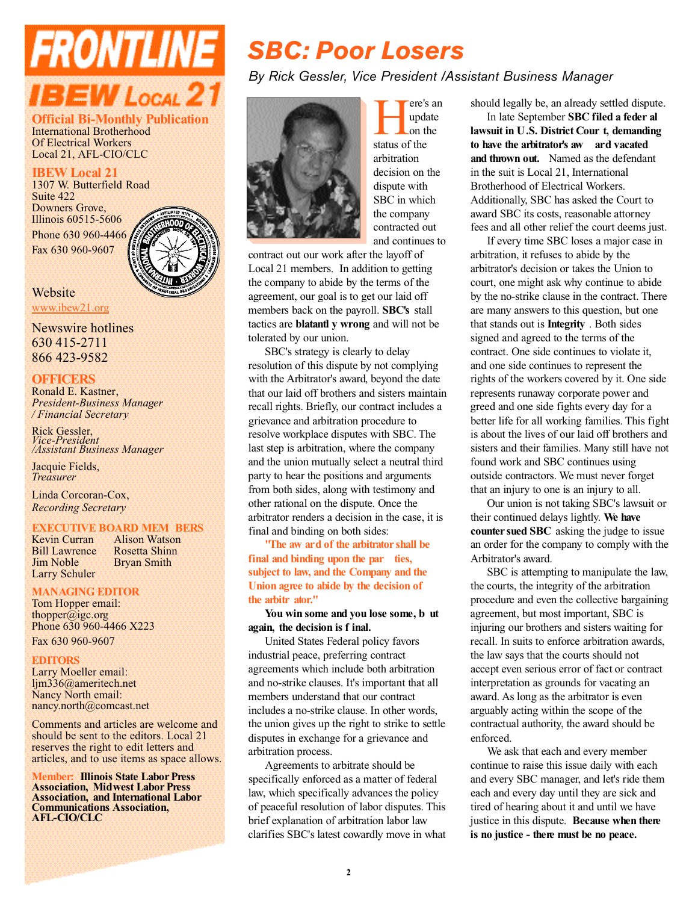FRONTLINE

IBEW Local 21

**Official Bi-Monthly Publication**
International Brotherhood
Of Electrical Workers
Local 21, AFL-CIO/CLC

**IBEW Local 21**
1307 W. Butterfield Road
Suite 422
Downers Grove,
Illinois 60515-5606
Phone 630 960-4466
Fax 630 960-9607

Website
www.ibew21.org

Newswire hotlines
630 415-2711
866 423-9582

**OFFICERS**

Ronald E. Kastner,
*President-Business Manager / Financial Secretary*

Rick Gessler,
*Vice-President /Assistant Business Manager*

Jacquie Fields,
*Treasurer*

Linda Corcoran-Cox,
*Recording Secretary*

**EXECUTIVE BOARD MEMBERS**

Kevin Curran
Bill Lawrence
Jim Noble
Larry Schuler
Alison Watson
Rosetta Shinn
Bryan Smith

**MANAGING EDITOR**

Tom Hopper email:
thopper@igc.org
Phone 630 960-4466 X223
Fax 630 960-9607

**EDITORS**

Larry Moeller email:
ljm336@ameritech.net
Nancy North email:
nancy.north@comcast.net

Comments and articles are welcome and should be sent to the editors. Local 21 reserves the right to edit letters and articles, and to use items as space allows.

**Member: Illinois State Labor Press Association, Midwest Labor Press Association, and International Labor Communications Association, AFL-CIO/CLC**

# SBC: Poor Losers

*By Rick Gessler, Vice President /Assistant Business Manager*

Here's an update on the status of the arbitration decision on the dispute with SBC in which the company contracted out and continues to contract out our work after the layoff of Local 21 members. In addition to getting the company to abide by the terms of the agreement, our goal is to get our laid off members back on the payroll. **SBC's** stall tactics are **blatantly wrong** and will not be tolerated by our union.

SBC's strategy is clearly to delay resolution of this dispute by not complying with the Arbitrator's award, beyond the date that our laid off brothers and sisters maintain recall rights. Briefly, our contract includes a grievance and arbitration procedure to resolve workplace disputes with SBC. The last step is arbitration, where the company and the union mutually select a neutral third party to hear the positions and arguments from both sides, along with testimony and other rational on the dispute. Once the arbitrator renders a decision in the case, it is final and binding on both sides:

**"The award of the arbitrator shall be final and binding upon the parties, subject to law, and the Company and the Union agree to abide by the decision of the arbitrator."**

**You win some and you lose some, but again, the decision is final.**

United States Federal policy favors industrial peace, preferring contract agreements which include both arbitration and no-strike clauses. It's important that all members understand that our contract includes a no-strike clause. In other words, the union gives up the right to strike to settle disputes in exchange for a grievance and arbitration process.

Agreements to arbitrate should be specifically enforced as a matter of federal law, which specifically advances the policy of peaceful resolution of labor disputes. This brief explanation of arbitration labor law clarifies SBC's latest cowardly move in what should legally be, an already settled dispute.

In late September **SBC filed a federal lawsuit in U.S. District Court, demanding to have the arbitrator's award vacated and thrown out.** Named as the defendant in the suit is Local 21, International Brotherhood of Electrical Workers. Additionally, SBC has asked the Court to award SBC its costs, reasonable attorney fees and all other relief the court deems just.

If every time SBC loses a major case in arbitration, it refuses to abide by the arbitrator's decision or takes the Union to court, one might ask why continue to abide by the no-strike clause in the contract. There are many answers to this question, but one that stands out is **Integrity**. Both sides signed and agreed to the terms of the contract. One side continues to violate it, and one side continues to represent the rights of the workers covered by it. One side represents runaway corporate power and greed and one side fights every day for a better life for all working families. This fight is about the lives of our laid off brothers and sisters and their families. Many still have not found work and SBC continues using outside contractors. We must never forget that an injury to one is an injury to all.

Our union is not taking SBC's lawsuit or their continued delays lightly. **We have counter sued SBC** asking the judge to issue an order for the company to comply with the Arbitrator's award.

SBC is attempting to manipulate the law, the courts, the integrity of the arbitration procedure and even the collective bargaining agreement, but most important, SBC is injuring our brothers and sisters waiting for recall. In suits to enforce arbitration awards, the law says that the courts should not accept even serious error of fact or contract interpretation as grounds for vacating an award. As long as the arbitrator is even arguably acting within the scope of the contractual authority, the award should be enforced.

We ask that each and every member continue to raise this issue daily with each and every SBC manager, and let's ride them each and every day until they are sick and tired of hearing about it and until we have justice in this dispute. **Because when there is no justice - there must be no peace.**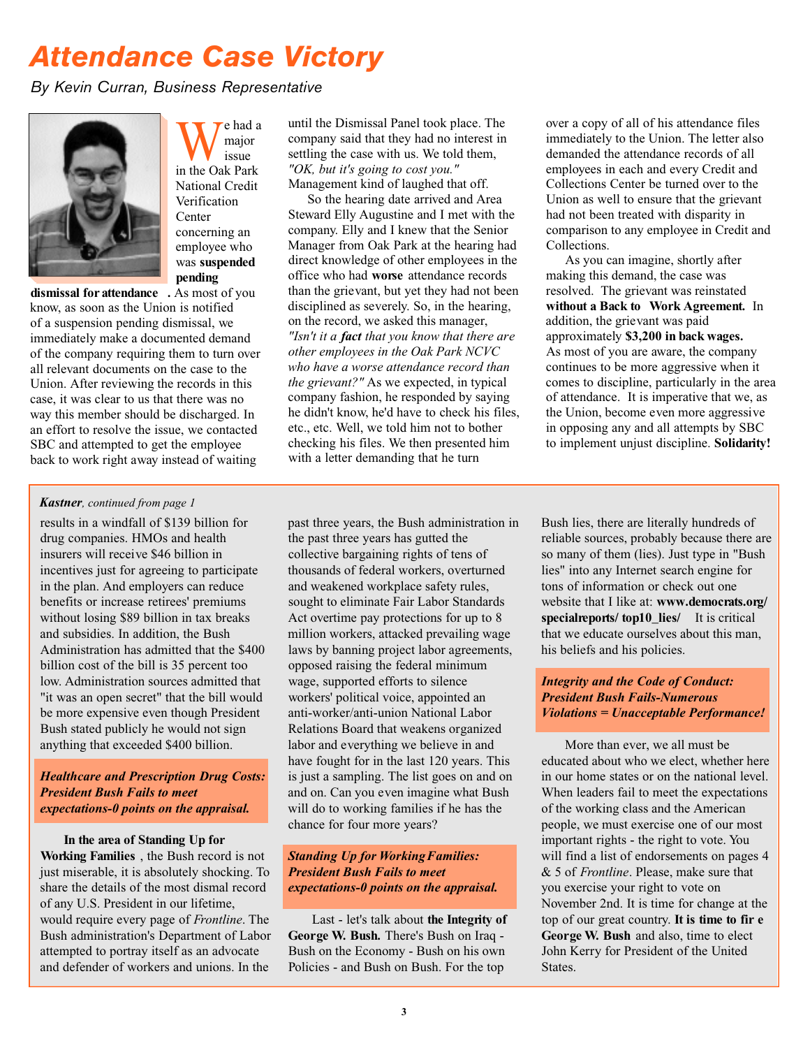# Attendance Case Victory

*By Kevin Curran, Business Representative*

We had a major issue in the Oak Park National Credit Verification Center concerning an employee who was **suspended pending dismissal for attendance**. As most of you know, as soon as the Union is notified of a suspension pending dismissal, we immediately make a documented demand of the company requiring them to turn over all relevant documents on the case to the Union. After reviewing the records in this case, it was clear to us that there was no way this member should be discharged. In an effort to resolve the issue, we contacted SBC and attempted to get the employee back to work right away instead of waiting until the Dismissal Panel took place. The company said that they had no interest in settling the case with us. We told them, *"OK, but it's going to cost you."* Management kind of laughed that off.

So the hearing date arrived and Area Steward Elly Augustine and I met with the company. Elly and I knew that the Senior Manager from Oak Park at the hearing had direct knowledge of other employees in the office who had **worse** attendance records than the grievant, but yet they had not been disciplined as severely. So, in the hearing, on the record, we asked this manager, *"Isn't it a **fact** that you know that there are other employees in the Oak Park NCVC who have a worse attendance record than the grievant?"* As we expected, in typical company fashion, he responded by saying he didn't know, he'd have to check his files, etc., etc. Well, we told him not to bother checking his files. We then presented him with a letter demanding that he turn over a copy of all of his attendance files immediately to the Union. The letter also demanded the attendance records of all employees in each and every Credit and Collections Center be turned over to the Union as well to ensure that the grievant had not been treated with disparity in comparison to any employee in Credit and Collections.

As you can imagine, shortly after making this demand, the case was resolved. The grievant was reinstated **without a Back to Work Agreement.** In addition, the grievant was paid approximately **$3,200 in back wages.** As most of you are aware, the company continues to be more aggressive when it comes to discipline, particularly in the area of attendance. It is imperative that we, as the Union, become even more aggressive in opposing any and all attempts by SBC to implement unjust discipline. **Solidarity!**

---

***Kastner**, continued from page 1*

results in a windfall of $139 billion for drug companies. HMOs and health insurers will receive $46 billion in incentives just for agreeing to participate in the plan. And employers can reduce benefits or increase retirees' premiums without losing $89 billion in tax breaks and subsidies. In addition, the Bush Administration has admitted that the $400 billion cost of the bill is 35 percent too low. Administration sources admitted that "it was an open secret" that the bill would be more expensive even though President Bush stated publicly he would not sign anything that exceeded $400 billion.

***Healthcare and Prescription Drug Costs: President Bush Fails to meet expectations-0 points on the appraisal.***

**In the area of Standing Up for Working Families**, the Bush record is not just miserable, it is absolutely shocking. To share the details of the most dismal record of any U.S. President in our lifetime, would require every page of *Frontline*. The Bush administration's Department of Labor attempted to portray itself as an advocate and defender of workers and unions. In the past three years, the Bush administration in the past three years has gutted the collective bargaining rights of tens of thousands of federal workers, overturned and weakened workplace safety rules, sought to eliminate Fair Labor Standards Act overtime pay protections for up to 8 million workers, attacked prevailing wage laws by banning project labor agreements, opposed raising the federal minimum wage, supported efforts to silence workers' political voice, appointed an anti-worker/anti-union National Labor Relations Board that weakens organized labor and everything we believe in and have fought for in the last 120 years. This is just a sampling. The list goes on and on and on. Can you even imagine what Bush will do to working families if he has the chance for four more years?

***Standing Up for Working Families: President Bush Fails to meet expectations-0 points on the appraisal.***

Last - let's talk about **the Integrity of George W. Bush.** There's Bush on Iraq - Bush on the Economy - Bush on his own Policies - and Bush on Bush. For the top Bush lies, there are literally hundreds of reliable sources, probably because there are so many of them (lies). Just type in "Bush lies" into any Internet search engine for tons of information or check out one website that I like at: **www.democrats.org/specialreports/ top10_lies/** It is critical that we educate ourselves about this man, his beliefs and his policies.

***Integrity and the Code of Conduct: President Bush Fails-Numerous Violations = Unacceptable Performance!***

More than ever, we all must be educated about who we elect, whether here in our home states or on the national level. When leaders fail to meet the expectations of the working class and the American people, we must exercise one of our most important rights - the right to vote. You will find a list of endorsements on pages 4 & 5 of *Frontline*. Please, make sure that you exercise your right to vote on November 2nd. It is time for change at the top of our great country. **It is time to fir e George W. Bush** and also, time to elect John Kerry for President of the United States.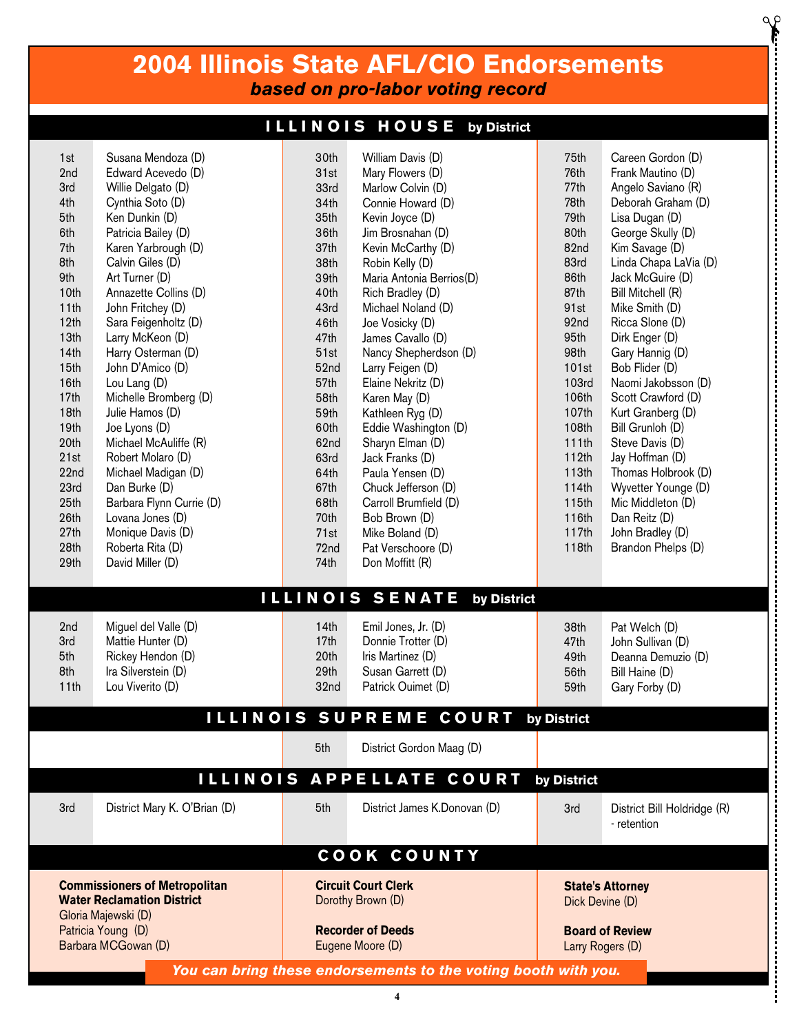# 2004 Illinois State AFL/CIO Endorsements

***based on pro-labor voting record***

## ILLINOIS HOUSE by District

| District | Candidate |
|---|---|
| 1st | Susana Mendoza (D) |
| 2nd | Edward Acevedo (D) |
| 3rd | Willie Delgato (D) |
| 4th | Cynthia Soto (D) |
| 5th | Ken Dunkin (D) |
| 6th | Patricia Bailey (D) |
| 7th | Karen Yarbrough (D) |
| 8th | Calvin Giles (D) |
| 9th | Art Turner (D) |
| 10th | Annazette Collins (D) |
| 11th | John Fritchey (D) |
| 12th | Sara Feigenholtz (D) |
| 13th | Larry McKeon (D) |
| 14th | Harry Osterman (D) |
| 15th | John D'Amico (D) |
| 16th | Lou Lang (D) |
| 17th | Michelle Bromberg (D) |
| 18th | Julie Hamos (D) |
| 19th | Joe Lyons (D) |
| 20th | Michael McAuliffe (R) |
| 21st | Robert Molaro (D) |
| 22nd | Michael Madigan (D) |
| 23rd | Dan Burke (D) |
| 25th | Barbara Flynn Currie (D) |
| 26th | Lovana Jones (D) |
| 27th | Monique Davis (D) |
| 28th | Roberta Rita (D) |
| 29th | David Miller (D) |
| 30th | William Davis (D) |
| 31st | Mary Flowers (D) |
| 33rd | Marlow Colvin (D) |
| 34th | Connie Howard (D) |
| 35th | Kevin Joyce (D) |
| 36th | Jim Brosnahan (D) |
| 37th | Kevin McCarthy (D) |
| 38th | Robin Kelly (D) |
| 39th | Maria Antonia Berrios(D) |
| 40th | Rich Bradley (D) |
| 43rd | Michael Noland (D) |
| 46th | Joe Vosicky (D) |
| 47th | James Cavallo (D) |
| 51st | Nancy Shepherdson (D) |
| 52nd | Larry Feigen (D) |
| 57th | Elaine Nekritz (D) |
| 58th | Karen May (D) |
| 59th | Kathleen Ryg (D) |
| 60th | Eddie Washington (D) |
| 62nd | Sharyn Elman (D) |
| 63rd | Jack Franks (D) |
| 64th | Paula Yensen (D) |
| 67th | Chuck Jefferson (D) |
| 68th | Carroll Brumfield (D) |
| 70th | Bob Brown (D) |
| 71st | Mike Boland (D) |
| 72nd | Pat Verschoore (D) |
| 74th | Don Moffitt (R) |
| 75th | Careen Gordon (D) |
| 76th | Frank Mautino (D) |
| 77th | Angelo Saviano (R) |
| 78th | Deborah Graham (D) |
| 79th | Lisa Dugan (D) |
| 80th | George Skully (D) |
| 82nd | Kim Savage (D) |
| 83rd | Linda Chapa LaVia (D) |
| 86th | Jack McGuire (D) |
| 87th | Bill Mitchell (R) |
| 91st | Mike Smith (D) |
| 92nd | Ricca Slone (D) |
| 95th | Dirk Enger (D) |
| 98th | Gary Hannig (D) |
| 101st | Bob Flider (D) |
| 103rd | Naomi Jakobsson (D) |
| 106th | Scott Crawford (D) |
| 107th | Kurt Granberg (D) |
| 108th | Bill Grunloh (D) |
| 111th | Steve Davis (D) |
| 112th | Jay Hoffman (D) |
| 113th | Thomas Holbrook (D) |
| 114th | Wyvetter Younge (D) |
| 115th | Mic Middleton (D) |
| 116th | Dan Reitz (D) |
| 117th | John Bradley (D) |
| 118th | Brandon Phelps (D) |

## ILLINOIS SENATE by District

| District | Candidate |
|---|---|
| 2nd | Miguel del Valle (D) |
| 3rd | Mattie Hunter (D) |
| 5th | Rickey Hendon (D) |
| 8th | Ira Silverstein (D) |
| 11th | Lou Viverito (D) |
| 14th | Emil Jones, Jr. (D) |
| 17th | Donnie Trotter (D) |
| 20th | Iris Martinez (D) |
| 29th | Susan Garrett (D) |
| 32nd | Patrick Ouimet (D) |
| 38th | Pat Welch (D) |
| 47th | John Sullivan (D) |
| 49th | Deanna Demuzio (D) |
| 56th | Bill Haine (D) |
| 59th | Gary Forby (D) |

## ILLINOIS SUPREME COURT by District

| District | Candidate |
|---|---|
| 5th | District Gordon Maag (D) |

## ILLINOIS APPELLATE COURT by District

| District | Candidate |
|---|---|
| 3rd | District Mary K. O'Brian (D) |
| 5th | District James K.Donovan (D) |
| 3rd | District Bill Holdridge (R) - retention |

## COOK COUNTY

**Commissioners of Metropolitan Water Reclamation District**
Gloria Majewski (D)
Patricia Young (D)
Barbara MCGowan (D)

**Circuit Court Clerk**
Dorothy Brown (D)

**Recorder of Deeds**
Eugene Moore (D)

**State's Attorney**
Dick Devine (D)

**Board of Review**
Larry Rogers (D)

***You can bring these endorsements to the voting booth with you.***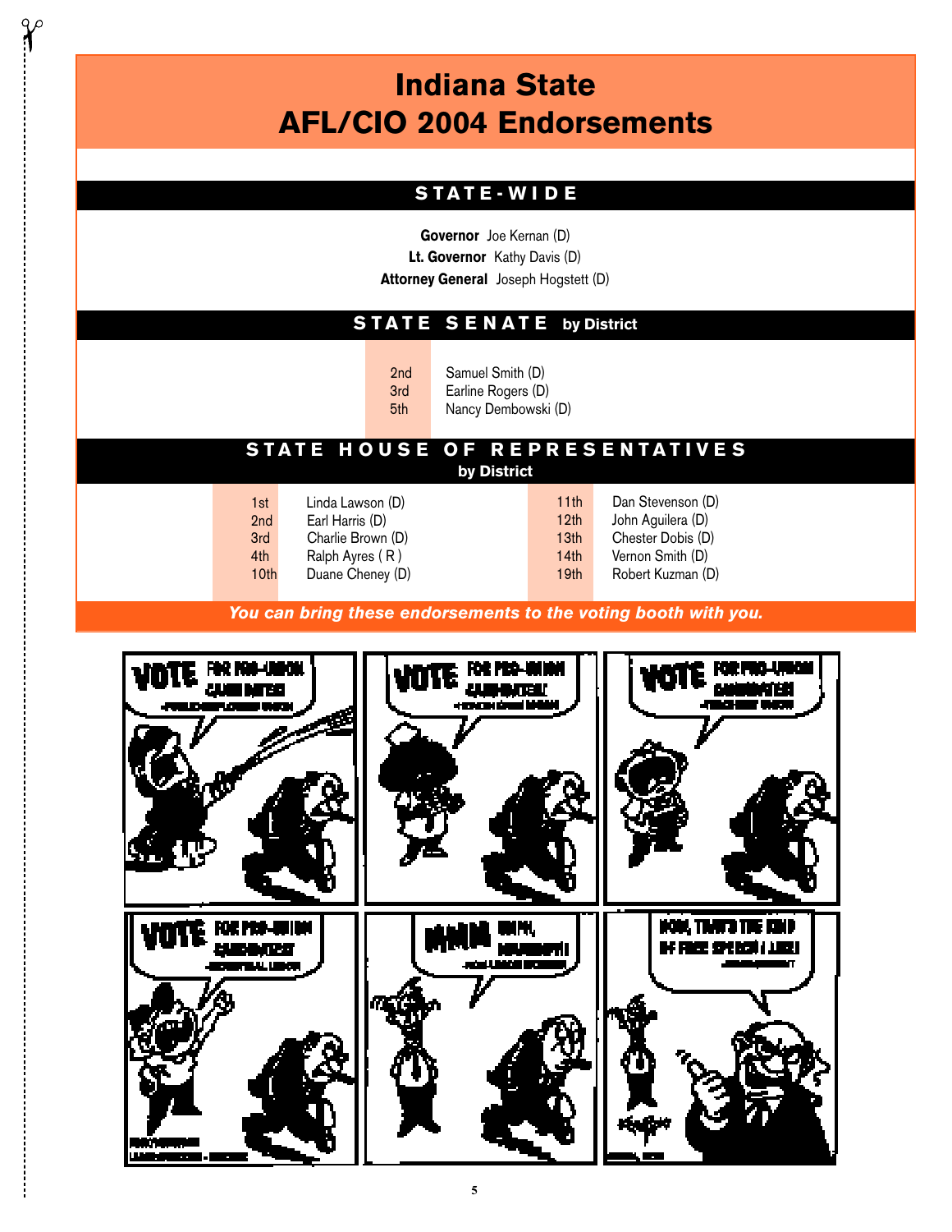# Indiana State AFL/CIO 2004 Endorsements

## STATE-WIDE

**Governor** Joe Kernan (D)
**Lt. Governor** Kathy Davis (D)
**Attorney General** Joseph Hogstett (D)

## STATE SENATE by District

| | |
|---|---|
| 2nd | Samuel Smith (D) |
| 3rd | Earline Rogers (D) |
| 5th | Nancy Dembowski (D) |

## STATE HOUSE OF REPRESENTATIVES by District

| | |
|---|---|
| 1st | Linda Lawson (D) |
| 2nd | Earl Harris (D) |
| 3rd | Charlie Brown (D) |
| 4th | Ralph Ayres ( R ) |
| 10th | Duane Cheney (D) |
| 11th | Dan Stevenson (D) |
| 12th | John Aguilera (D) |
| 13th | Chester Dobis (D) |
| 14th | Vernon Smith (D) |
| 19th | Robert Kuzman (D) |

***You can bring these endorsements to the voting booth with you.***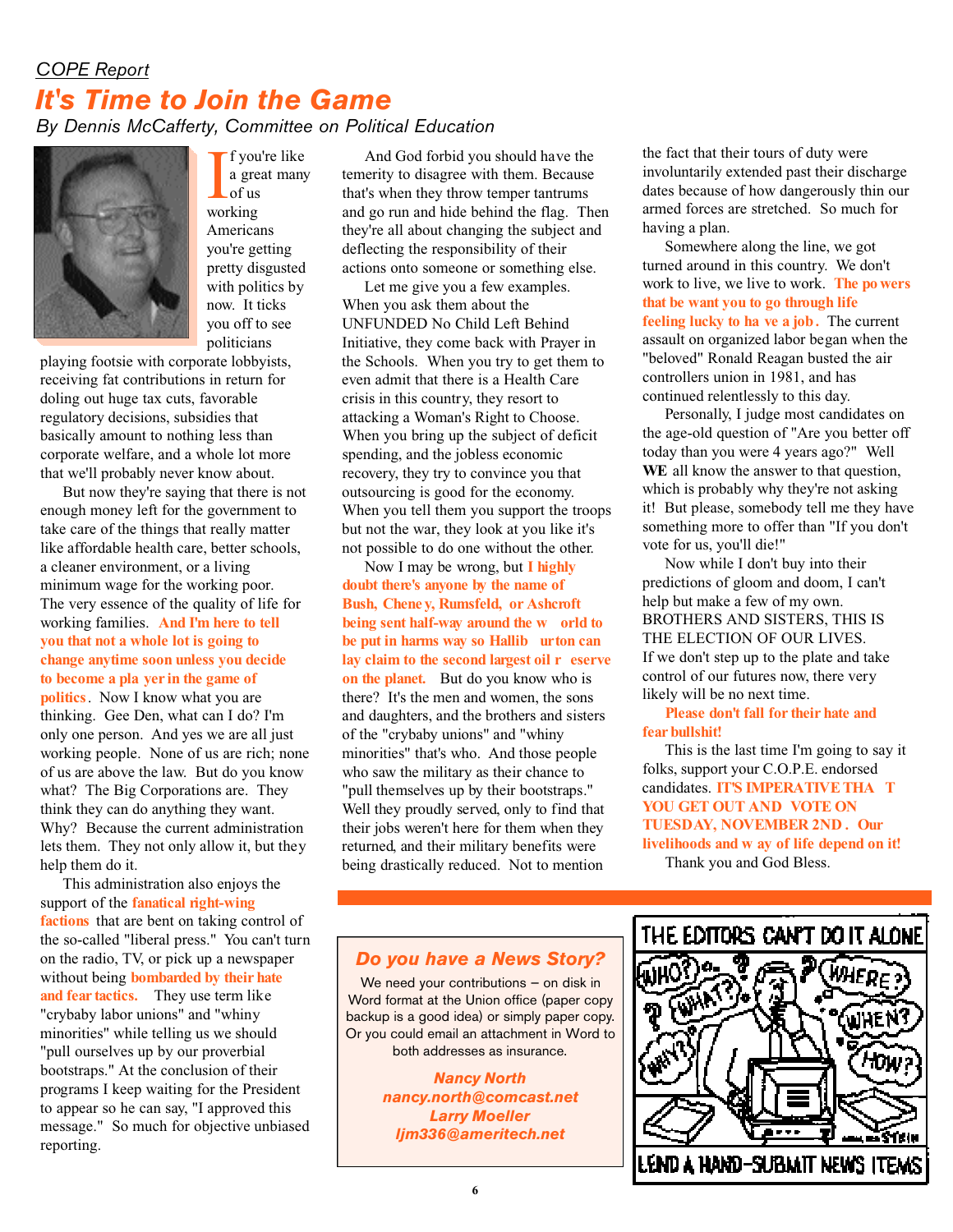*COPE Report*

# It's Time to Join the Game

*By Dennis McCafferty, Committee on Political Education*

If you're like a great many of us working Americans you're getting pretty disgusted with politics by now. It ticks you off to see politicians playing footsie with corporate lobbyists, receiving fat contributions in return for doling out huge tax cuts, favorable regulatory decisions, subsidies that basically amount to nothing less than corporate welfare, and a whole lot more that we'll probably never know about.

But now they're saying that there is not enough money left for the government to take care of the things that really matter like affordable health care, better schools, a cleaner environment, or a living minimum wage for the working poor. The very essence of the quality of life for working families. **And I'm here to tell you that not a whole lot is going to change anytime soon unless you decide to become a player in the game of politics**. Now I know what you are thinking. Gee Den, what can I do? I'm only one person. And yes we are all just working people. None of us are rich; none of us are above the law. But do you know what? The Big Corporations are. They think they can do anything they want. Why? Because the current administration lets them. They not only allow it, but they help them do it.

This administration also enjoys the support of the **fanatical right-wing factions** that are bent on taking control of the so-called "liberal press." You can't turn on the radio, TV, or pick up a newspaper without being **bombarded by their hate and fear tactics.** They use term like "crybaby labor unions" and "whiny minorities" while telling us we should "pull ourselves up by our proverbial bootstraps." At the conclusion of their programs I keep waiting for the President to appear so he can say, "I approved this message." So much for objective unbiased reporting.

And God forbid you should have the temerity to disagree with them. Because that's when they throw temper tantrums and go run and hide behind the flag. Then they're all about changing the subject and deflecting the responsibility of their actions onto someone or something else.

Let me give you a few examples. When you ask them about the UNFUNDED No Child Left Behind Initiative, they come back with Prayer in the Schools. When you try to get them to even admit that there is a Health Care crisis in this country, they resort to attacking a Woman's Right to Choose. When you bring up the subject of deficit spending, and the jobless economic recovery, they try to convince you that outsourcing is good for the economy. When you tell them you support the troops but not the war, they look at you like it's not possible to do one without the other.

Now I may be wrong, but **I highly doubt there's anyone by the name of Bush, Cheney, Rumsfeld, or Ashcroft being sent half-way around the world to be put in harms way so Halliburton can lay claim to the second largest oil reserve on the planet.** But do you know who is there? It's the men and women, the sons and daughters, and the brothers and sisters of the "crybaby unions" and "whiny minorities" that's who. And those people who saw the military as their chance to "pull themselves up by their bootstraps." Well they proudly served, only to find that their jobs weren't here for them when they returned, and their military benefits were being drastically reduced. Not to mention the fact that their tours of duty were involuntarily extended past their discharge dates because of how dangerously thin our armed forces are stretched. So much for having a plan.

Somewhere along the line, we got turned around in this country. We don't work to live, we live to work. **The powers that be want you to go through life feeling lucky to have a job.** The current assault on organized labor began when the "beloved" Ronald Reagan busted the air controllers union in 1981, and has continued relentlessly to this day.

Personally, I judge most candidates on the age-old question of "Are you better off today than you were 4 years ago?" Well **WE** all know the answer to that question, which is probably why they're not asking it! But please, somebody tell me they have something more to offer than "If you don't vote for us, you'll die!"

Now while I don't buy into their predictions of gloom and doom, I can't help but make a few of my own. BROTHERS AND SISTERS, THIS IS THE ELECTION OF OUR LIVES. If we don't step up to the plate and take control of our futures now, there very likely will be no next time.

**Please don't fall for their hate and fear bullshit!**

This is the last time I'm going to say it folks, support your C.O.P.E. endorsed candidates. **IT'S IMPERATIVE THAT YOU GET OUT AND VOTE ON TUESDAY, NOVEMBER 2ND. Our livelihoods and way of life depend on it!**

Thank you and God Bless.

---

## Do you have a News Story?

We need your contributions – on disk in Word format at the Union office (paper copy backup is a good idea) or simply paper copy. Or you could email an attachment in Word to both addresses as insurance.

**Nancy North**
**nancy.north@comcast.net**
**Larry Moeller**
**ljm336@ameritech.net**

THE EDITORS CAN'T DO IT ALONE

WHO? WHAT? WHERE? WHEN? WHY? HOW?

LEND A HAND–SUBMIT NEWS ITEMS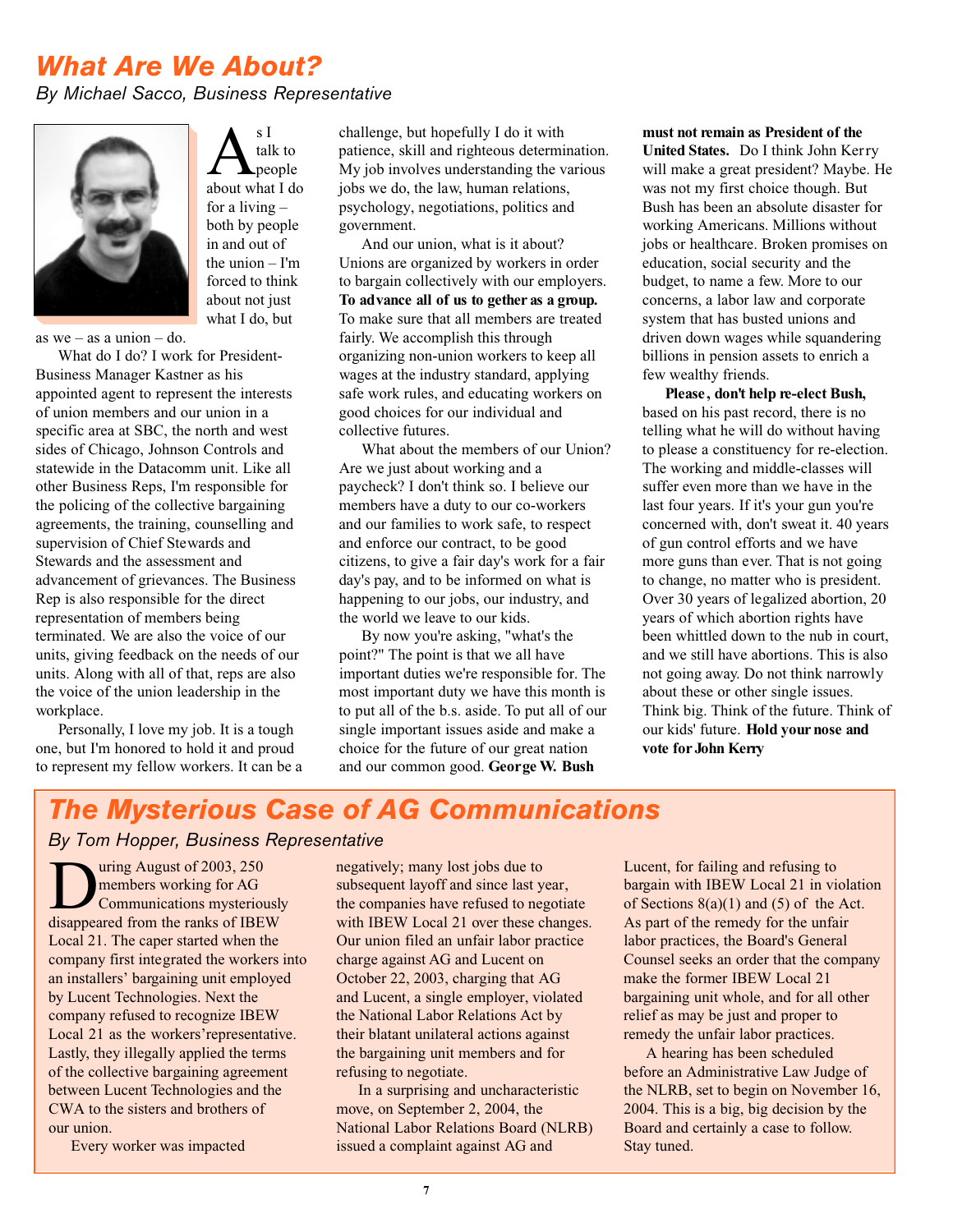# *What Are We About?*

*By Michael Sacco, Business Representative*

As I talk to people about what I do for a living – both by people in and out of the union – I'm forced to think about not just what I do, but as we – as a union – do.

What do I do? I work for President-Business Manager Kastner as his appointed agent to represent the interests of union members and our union in a specific area at SBC, the north and west sides of Chicago, Johnson Controls and statewide in the Datacomm unit. Like all other Business Reps, I'm responsible for the policing of the collective bargaining agreements, the training, counselling and supervision of Chief Stewards and Stewards and the assessment and advancement of grievances. The Business Rep is also responsible for the direct representation of members being terminated. We are also the voice of our units, giving feedback on the needs of our units. Along with all of that, reps are also the voice of the union leadership in the workplace.

Personally, I love my job. It is a tough one, but I'm honored to hold it and proud to represent my fellow workers. It can be a challenge, but hopefully I do it with patience, skill and righteous determination. My job involves understanding the various jobs we do, the law, human relations, psychology, negotiations, politics and government.

And our union, what is it about? Unions are organized by workers in order to bargain collectively with our employers. **To advance all of us together as a group.** To make sure that all members are treated fairly. We accomplish this through organizing non-union workers to keep all wages at the industry standard, applying safe work rules, and educating workers on good choices for our individual and collective futures.

What about the members of our Union? Are we just about working and a paycheck? I don't think so. I believe our members have a duty to our co-workers and our families to work safe, to respect and enforce our contract, to be good citizens, to give a fair day's work for a fair day's pay, and to be informed on what is happening to our jobs, our industry, and the world we leave to our kids.

By now you're asking, "what's the point?" The point is that we all have important duties we're responsible for. The most important duty we have this month is to put all of the b.s. aside. To put all of our single important issues aside and make a choice for the future of our great nation and our common good. **George W. Bush must not remain as President of the United States.** Do I think John Kerry will make a great president? Maybe. He was not my first choice though. But Bush has been an absolute disaster for working Americans. Millions without jobs or healthcare. Broken promises on education, social security and the budget, to name a few. More to our concerns, a labor law and corporate system that has busted unions and driven down wages while squandering billions in pension assets to enrich a few wealthy friends.

**Please, don't help re-elect Bush,** based on his past record, there is no telling what he will do without having to please a constituency for re-election. The working and middle-classes will suffer even more than we have in the last four years. If it's your gun you're concerned with, don't sweat it. 40 years of gun control efforts and we have more guns than ever. That is not going to change, no matter who is president. Over 30 years of legalized abortion, 20 years of which abortion rights have been whittled down to the nub in court, and we still have abortions. This is also not going away. Do not think narrowly about these or other single issues. Think big. Think of the future. Think of our kids' future. **Hold your nose and vote for John Kerry**

# *The Mysterious Case of AG Communications*

*By Tom Hopper, Business Representative*

During August of 2003, 250 members working for AG Communications mysteriously disappeared from the ranks of IBEW Local 21. The caper started when the company first integrated the workers into an installers' bargaining unit employed by Lucent Technologies. Next the company refused to recognize IBEW Local 21 as the workers' representative. Lastly, they illegally applied the terms of the collective bargaining agreement between Lucent Technologies and the CWA to the sisters and brothers of our union.

Every worker was impacted negatively; many lost jobs due to subsequent layoff and since last year, the companies have refused to negotiate with IBEW Local 21 over these changes. Our union filed an unfair labor practice charge against AG and Lucent on October 22, 2003, charging that AG and Lucent, a single employer, violated the National Labor Relations Act by their blatant unilateral actions against the bargaining unit members and for refusing to negotiate.

In a surprising and uncharacteristic move, on September 2, 2004, the National Labor Relations Board (NLRB) issued a complaint against AG and Lucent, for failing and refusing to bargain with IBEW Local 21 in violation of Sections 8(a)(1) and (5) of the Act. As part of the remedy for the unfair labor practices, the Board's General Counsel seeks an order that the company make the former IBEW Local 21 bargaining unit whole, and for all other relief as may be just and proper to remedy the unfair labor practices.

A hearing has been scheduled before an Administrative Law Judge of the NLRB, set to begin on November 16, 2004. This is a big, big decision by the Board and certainly a case to follow. Stay tuned.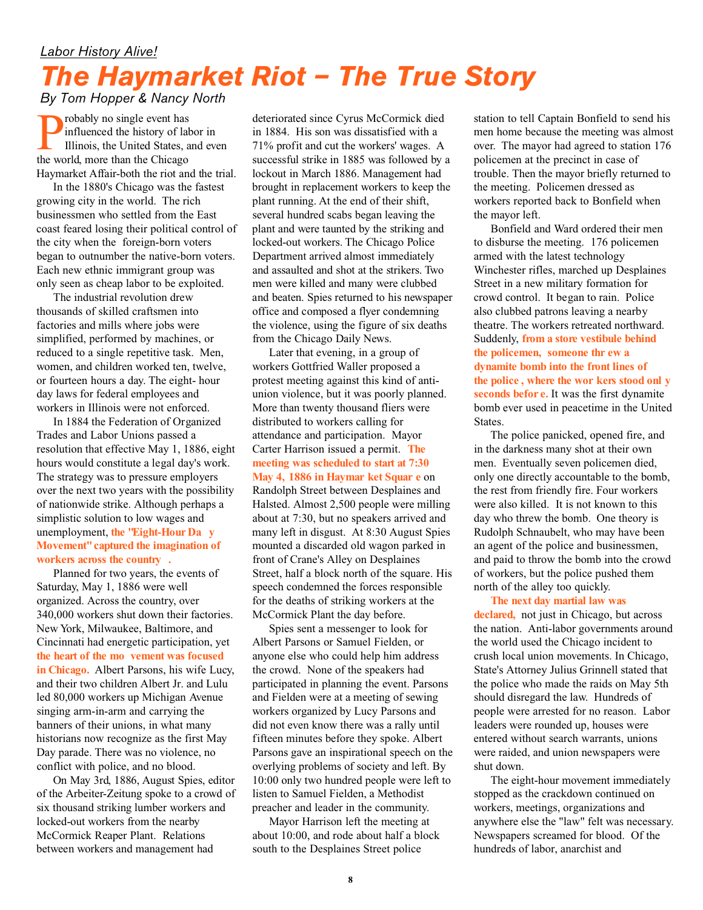*Labor History Alive!*

# The Haymarket Riot – The True Story

*By Tom Hopper & Nancy North*

Probably no single event has influenced the history of labor in Illinois, the United States, and even the world, more than the Chicago Haymarket Affair-both the riot and the trial.

In the 1880's Chicago was the fastest growing city in the world. The rich businessmen who settled from the East coast feared losing their political control of the city when the foreign-born voters began to outnumber the native-born voters. Each new ethnic immigrant group was only seen as cheap labor to be exploited.

The industrial revolution drew thousands of skilled craftsmen into factories and mills where jobs were simplified, performed by machines, or reduced to a single repetitive task. Men, women, and children worked ten, twelve, or fourteen hours a day. The eight- hour day laws for federal employees and workers in Illinois were not enforced.

In 1884 the Federation of Organized Trades and Labor Unions passed a resolution that effective May 1, 1886, eight hours would constitute a legal day's work. The strategy was to pressure employers over the next two years with the possibility of nationwide strike. Although perhaps a simplistic solution to low wages and unemployment, **the "Eight-Hour Day Movement" captured the imagination of workers across the country.**

Planned for two years, the events of Saturday, May 1, 1886 were well organized. Across the country, over 340,000 workers shut down their factories. New York, Milwaukee, Baltimore, and Cincinnati had energetic participation, yet **the heart of the movement was focused in Chicago.** Albert Parsons, his wife Lucy, and their two children Albert Jr. and Lulu led 80,000 workers up Michigan Avenue singing arm-in-arm and carrying the banners of their unions, in what many historians now recognize as the first May Day parade. There was no violence, no conflict with police, and no blood.

On May 3rd, 1886, August Spies, editor of the Arbeiter-Zeitung spoke to a crowd of six thousand striking lumber workers and locked-out workers from the nearby McCormick Reaper Plant. Relations between workers and management had deteriorated since Cyrus McCormick died in 1884. His son was dissatisfied with a 71% profit and cut the workers' wages. A successful strike in 1885 was followed by a lockout in March 1886. Management had brought in replacement workers to keep the plant running. At the end of their shift, several hundred scabs began leaving the plant and were taunted by the striking and locked-out workers. The Chicago Police Department arrived almost immediately and assaulted and shot at the strikers. Two men were killed and many were clubbed and beaten. Spies returned to his newspaper office and composed a flyer condemning the violence, using the figure of six deaths from the Chicago Daily News.

Later that evening, in a group of workers Gottfried Waller proposed a protest meeting against this kind of anti-union violence, but it was poorly planned. More than twenty thousand fliers were distributed to workers calling for attendance and participation. Mayor Carter Harrison issued a permit. **The meeting was scheduled to start at 7:30 May 4, 1886 in Haymarket Square** on Randolph Street between Desplaines and Halsted. Almost 2,500 people were milling about at 7:30, but no speakers arrived and many left in disgust. At 8:30 August Spies mounted a discarded old wagon parked in front of Crane's Alley on Desplaines Street, half a block north of the square. His speech condemned the forces responsible for the deaths of striking workers at the McCormick Plant the day before.

Spies sent a messenger to look for Albert Parsons or Samuel Fielden, or anyone else who could help him address the crowd. None of the speakers had participated in planning the event. Parsons and Fielden were at a meeting of sewing workers organized by Lucy Parsons and did not even know there was a rally until fifteen minutes before they spoke. Albert Parsons gave an inspirational speech on the overlying problems of society and left. By 10:00 only two hundred people were left to listen to Samuel Fielden, a Methodist preacher and leader in the community.

Mayor Harrison left the meeting at about 10:00, and rode about half a block south to the Desplaines Street police station to tell Captain Bonfield to send his men home because the meeting was almost over. The mayor had agreed to station 176 policemen at the precinct in case of trouble. Then the mayor briefly returned to the meeting. Policemen dressed as workers reported back to Bonfield when the mayor left.

Bonfield and Ward ordered their men to disburse the meeting. 176 policemen armed with the latest technology Winchester rifles, marched up Desplaines Street in a new military formation for crowd control. It began to rain. Police also clubbed patrons leaving a nearby theatre. The workers retreated northward. Suddenly, **from a store vestibule behind the policemen, someone threw a dynamite bomb into the front lines of the police, where the workers stood only seconds before.** It was the first dynamite bomb ever used in peacetime in the United States.

The police panicked, opened fire, and in the darkness many shot at their own men. Eventually seven policemen died, only one directly accountable to the bomb, the rest from friendly fire. Four workers were also killed. It is not known to this day who threw the bomb. One theory is Rudolph Schnaubelt, who may have been an agent of the police and businessmen, and paid to throw the bomb into the crowd of workers, but the police pushed them north of the alley too quickly.

**The next day martial law was declared,** not just in Chicago, but across the nation. Anti-labor governments around the world used the Chicago incident to crush local union movements. In Chicago, State's Attorney Julius Grinnell stated that the police who made the raids on May 5th should disregard the law. Hundreds of people were arrested for no reason. Labor leaders were rounded up, houses were entered without search warrants, unions were raided, and union newspapers were shut down.

The eight-hour movement immediately stopped as the crackdown continued on workers, meetings, organizations and anywhere else the "law" felt was necessary. Newspapers screamed for blood. Of the hundreds of labor, anarchist and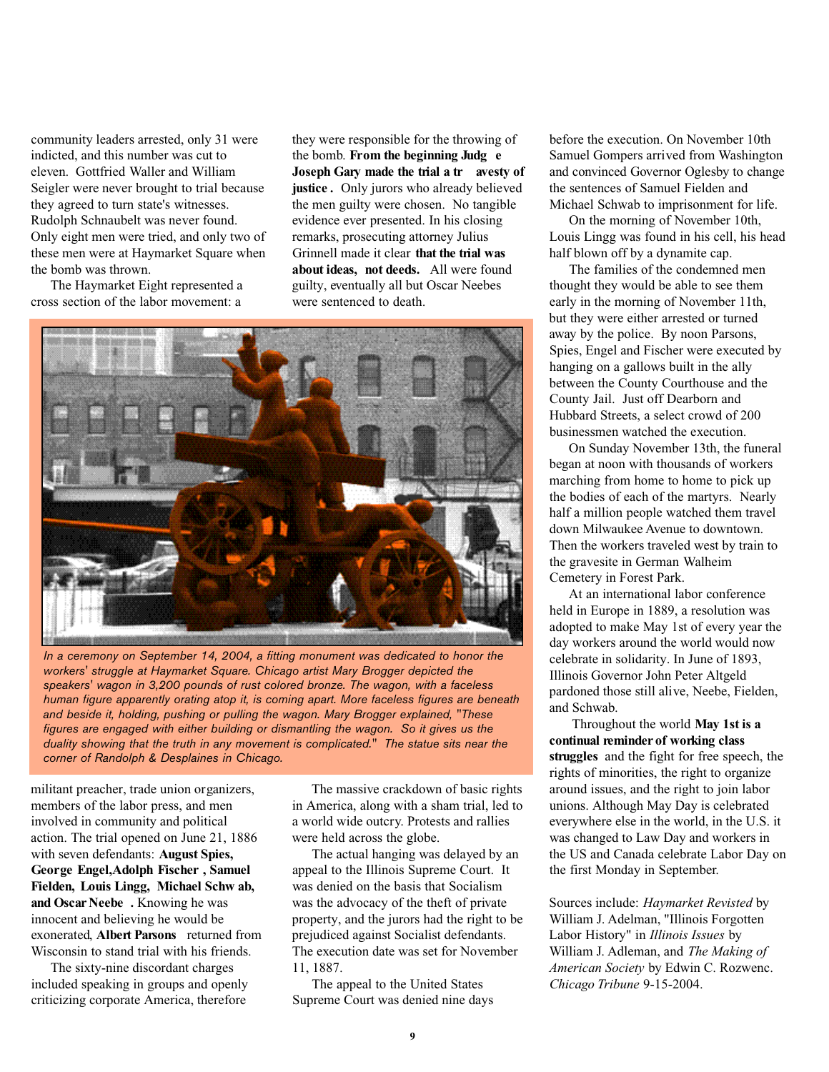community leaders arrested, only 31 were indicted, and this number was cut to eleven. Gottfried Waller and William Seigler were never brought to trial because they agreed to turn state's witnesses. Rudolph Schnaubelt was never found. Only eight men were tried, and only two of these men were at Haymarket Square when the bomb was thrown.

The Haymarket Eight represented a cross section of the labor movement: a militant preacher, trade union organizers, members of the labor press, and men involved in community and political action. The trial opened on June 21, 1886 with seven defendants: **August Spies, George Engel, Adolph Fischer, Samuel Fielden, Louis Lingg, Michael Schwab, and Oscar Neebe**. Knowing he was innocent and believing he would be exonerated, **Albert Parsons** returned from Wisconsin to stand trial with his friends.

The sixty-nine discordant charges included speaking in groups and openly criticizing corporate America, therefore they were responsible for the throwing of the bomb. **From the beginning Judge Joseph Gary made the trial a travesty of justice.** Only jurors who already believed the men guilty were chosen. No tangible evidence ever presented. In his closing remarks, prosecuting attorney Julius Grinnell made it clear **that the trial was about ideas, not deeds.** All were found guilty, eventually all but Oscar Neebes were sentenced to death.

*In a ceremony on September 14, 2004, a fitting monument was dedicated to honor the workers' struggle at Haymarket Square. Chicago artist Mary Brogger depicted the speakers' wagon in 3,200 pounds of rust colored bronze. The wagon, with a faceless human figure apparently orating atop it, is coming apart. More faceless figures are beneath and beside it, holding, pushing or pulling the wagon. Mary Brogger explained, "These figures are engaged with either building or dismantling the wagon. So it gives us the duality showing that the truth in any movement is complicated." The statue sits near the corner of Randolph & Desplaines in Chicago.*

The massive crackdown of basic rights in America, along with a sham trial, led to a world wide outcry. Protests and rallies were held across the globe.

The actual hanging was delayed by an appeal to the Illinois Supreme Court. It was denied on the basis that Socialism was the advocacy of the theft of private property, and the jurors had the right to be prejudiced against Socialist defendants. The execution date was set for November 11, 1887.

The appeal to the United States Supreme Court was denied nine days before the execution. On November 10th Samuel Gompers arrived from Washington and convinced Governor Oglesby to change the sentences of Samuel Fielden and Michael Schwab to imprisonment for life.

On the morning of November 10th, Louis Lingg was found in his cell, his head half blown off by a dynamite cap.

The families of the condemned men thought they would be able to see them early in the morning of November 11th, but they were either arrested or turned away by the police. By noon Parsons, Spies, Engel and Fischer were executed by hanging on a gallows built in the ally between the County Courthouse and the County Jail. Just off Dearborn and Hubbard Streets, a select crowd of 200 businessmen watched the execution.

On Sunday November 13th, the funeral began at noon with thousands of workers marching from home to home to pick up the bodies of each of the martyrs. Nearly half a million people watched them travel down Milwaukee Avenue to downtown. Then the workers traveled west by train to the gravesite in German Walheim Cemetery in Forest Park.

At an international labor conference held in Europe in 1889, a resolution was adopted to make May 1st of every year the day workers around the world would now celebrate in solidarity. In June of 1893, Illinois Governor John Peter Altgeld pardoned those still alive, Neebe, Fielden, and Schwab.

Throughout the world **May 1st is a continual reminder of working class struggles** and the fight for free speech, the rights of minorities, the right to organize around issues, and the right to join labor unions. Although May Day is celebrated everywhere else in the world, in the U.S. it was changed to Law Day and workers in the US and Canada celebrate Labor Day on the first Monday in September.

Sources include: *Haymarket Revisted* by William J. Adelman, "Illinois Forgotten Labor History" in *Illinois Issues* by William J. Adleman, and *The Making of American Society* by Edwin C. Rozwenc. *Chicago Tribune* 9-15-2004.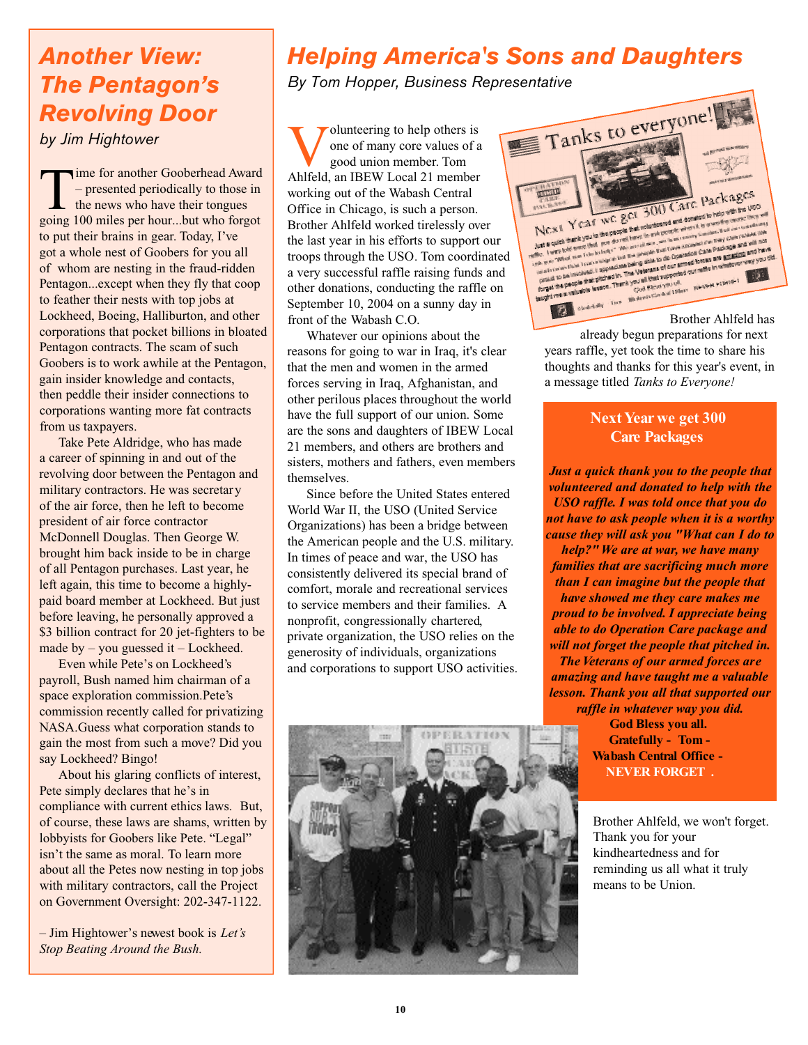# Another View: The Pentagon's Revolving Door

*by Jim Hightower*

Time for another Gooberhead Award – presented periodically to those in the news who have their tongues going 100 miles per hour...but who forgot to put their brains in gear. Today, I've got a whole nest of Goobers for you all of whom are nesting in the fraud-ridden Pentagon...except when they fly that coop to feather their nests with top jobs at Lockheed, Boeing, Halliburton, and other corporations that pocket billions in bloated Pentagon contracts. The scam of such Goobers is to work awhile at the Pentagon, gain insider knowledge and contacts, then peddle their insider connections to corporations wanting more fat contracts from us taxpayers.

Take Pete Aldridge, who has made a career of spinning in and out of the revolving door between the Pentagon and military contractors. He was secretary of the air force, then he left to become president of air force contractor McDonnell Douglas. Then George W. brought him back inside to be in charge of all Pentagon purchases. Last year, he left again, this time to become a highly-paid board member at Lockheed. But just before leaving, he personally approved a $3 billion contract for 20 jet-fighters to be made by – you guessed it – Lockheed.

Even while Pete's on Lockheed's payroll, Bush named him chairman of a space exploration commission.Pete's commission recently called for privatizing NASA.Guess what corporation stands to gain the most from such a move? Did you say Lockheed? Bingo!

About his glaring conflicts of interest, Pete simply declares that he's in compliance with current ethics laws. But, of course, these laws are shams, written by lobbyists for Goobers like Pete. "Legal" isn't the same as moral. To learn more about all the Petes now nesting in top jobs with military contractors, call the Project on Government Oversight: 202-347-1122.

– Jim Hightower's newest book is *Let's Stop Beating Around the Bush.*

# Helping America's Sons and Daughters

*By Tom Hopper, Business Representative*

Volunteering to help others is one of many core values of a good union member. Tom Ahlfeld, an IBEW Local 21 member working out of the Wabash Central Office in Chicago, is such a person. Brother Ahlfeld worked tirelessly over the last year in his efforts to support our troops through the USO. Tom coordinated a very successful raffle raising funds and other donations, conducting the raffle on September 10, 2004 on a sunny day in front of the Wabash C.O.

Whatever our opinions about the reasons for going to war in Iraq, it's clear that the men and women in the armed forces serving in Iraq, Afghanistan, and other perilous places throughout the world have the full support of our union. Some are the sons and daughters of IBEW Local 21 members, and others are brothers and sisters, mothers and fathers, even members themselves.

Since before the United States entered World War II, the USO (United Service Organizations) has been a bridge between the American people and the U.S. military. In times of peace and war, the USO has consistently delivered its special brand of comfort, morale and recreational services to service members and their families. A nonprofit, congressionally chartered, private organization, the USO relies on the generosity of individuals, organizations and corporations to support USO activities.

Brother Ahlfeld has already begun preparations for next years raffle, yet took the time to share his thoughts and thanks for this year's event, in a message titled *Tanks to Everyone!*

**Next Year we get 300 Care Packages**

***Just a quick thank you to the people that volunteered and donated to help with the USO raffle. I was told once that you do not have to ask people when it is a worthy cause they will ask you "What can I do to help?" We are at war, we have many families that are sacrificing much more than I can imagine but the people that have showed me they care makes me proud to be involved. I appreciate being able to do Operation Care package and will not forget the people that pitched in. The Veterans of our armed forces are amazing and have taught me a valuable lesson. Thank you all that supported our raffle in whatever way you did.***

**God Bless you all.**
**Gratefully - Tom -**
**Wabash Central Office -**
**NEVER FORGET .**

Brother Ahlfeld, we won't forget. Thank you for your kindheartedness and for reminding us all what it truly means to be Union.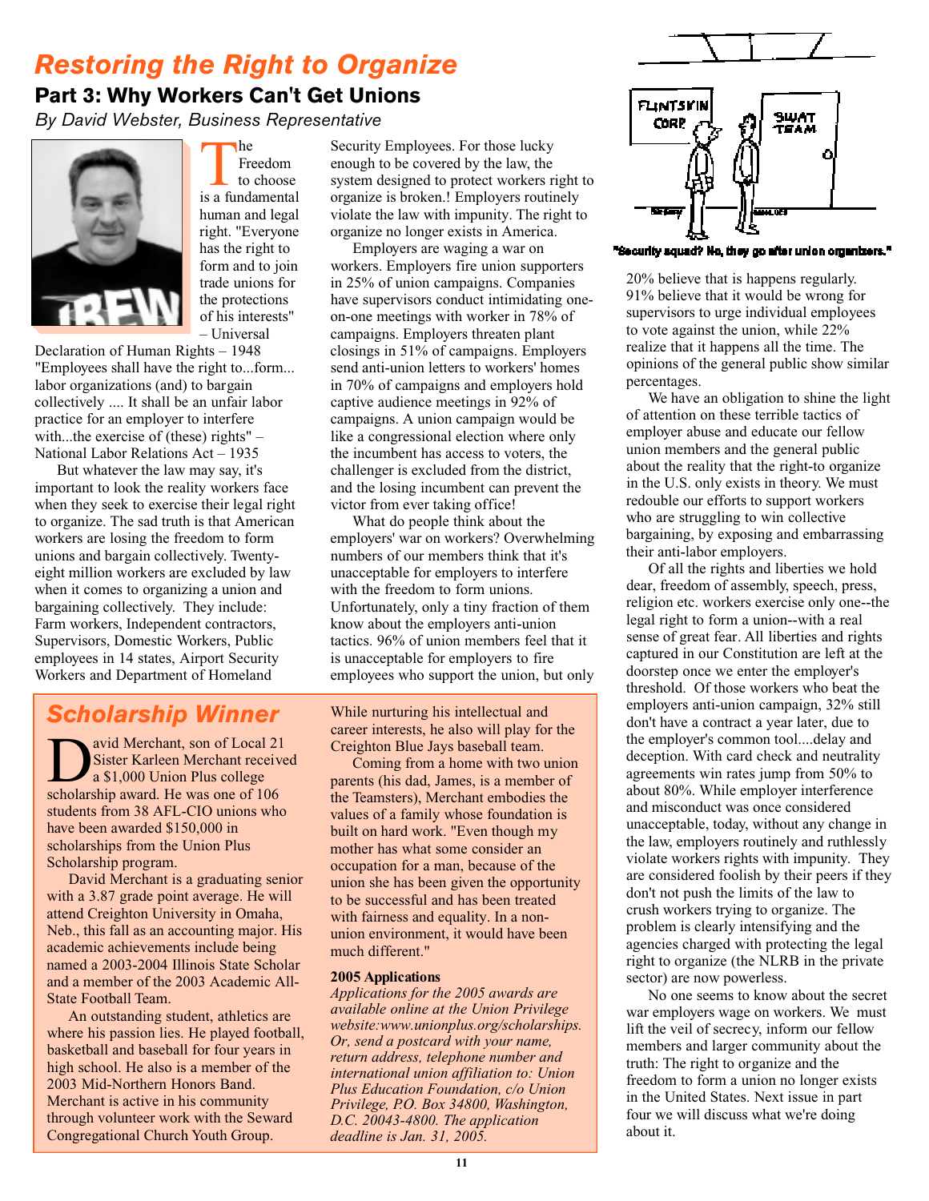# Restoring the Right to Organize

## Part 3: Why Workers Can't Get Unions

*By David Webster, Business Representative*

The Freedom to choose is a fundamental human and legal right. "Everyone has the right to form and to join trade unions for the protections of his interests" – Universal Declaration of Human Rights – 1948

"Employees shall have the right to...form... labor organizations (and) to bargain collectively .... It shall be an unfair labor practice for an employer to interfere with...the exercise of (these) rights" – National Labor Relations Act – 1935

But whatever the law may say, it's important to look the reality workers face when they seek to exercise their legal right to organize. The sad truth is that American workers are losing the freedom to form unions and bargain collectively. Twenty-eight million workers are excluded by law when it comes to organizing a union and bargaining collectively. They include: Farm workers, Independent contractors, Supervisors, Domestic Workers, Public employees in 14 states, Airport Security Workers and Department of Homeland Security Employees. For those lucky enough to be covered by the law, the system designed to protect workers right to organize is broken.! Employers routinely violate the law with impunity. The right to organize no longer exists in America.

Employers are waging a war on workers. Employers fire union supporters in 25% of union campaigns. Companies have supervisors conduct intimidating one-on-one meetings with worker in 78% of campaigns. Employers threaten plant closings in 51% of campaigns. Employers send anti-union letters to workers' homes in 70% of campaigns and employers hold captive audience meetings in 92% of campaigns. A union campaign would be like a congressional election where only the incumbent has access to voters, the challenger is excluded from the district, and the losing incumbent can prevent the victor from ever taking office!

What do people think about the employers' war on workers? Overwhelming numbers of our members think that it's unacceptable for employers to interfere with the freedom to form unions. Unfortunately, only a tiny fraction of them know about the employers anti-union tactics. 96% of union members feel that it is unacceptable for employers to fire employees who support the union, but only 20% believe that is happens regularly. 91% believe that it would be wrong for supervisors to urge individual employees to vote against the union, while 22% realize that it happens all the time. The opinions of the general public show similar percentages.

"Security squad? No, they go after union organizers."

We have an obligation to shine the light of attention on these terrible tactics of employer abuse and educate our fellow union members and the general public about the reality that the right-to organize in the U.S. only exists in theory. We must redouble our efforts to support workers who are struggling to win collective bargaining, by exposing and embarrassing their anti-labor employers.

Of all the rights and liberties we hold dear, freedom of assembly, speech, press, religion etc. workers exercise only one--the legal right to form a union--with a real sense of great fear. All liberties and rights captured in our Constitution are left at the doorstep once we enter the employer's threshold. Of those workers who beat the employers anti-union campaign, 32% still don't have a contract a year later, due to the employer's common tool....delay and deception. With card check and neutrality agreements win rates jump from 50% to about 80%. While employer interference and misconduct was once considered unacceptable, today, without any change in the law, employers routinely and ruthlessly violate workers rights with impunity. They are considered foolish by their peers if they don't not push the limits of the law to crush workers trying to organize. The problem is clearly intensifying and the agencies charged with protecting the legal right to organize (the NLRB in the private sector) are now powerless.

No one seems to know about the secret war employers wage on workers. We must lift the veil of secrecy, inform our fellow members and larger community about the truth: The right to organize and the freedom to form a union no longer exists in the United States. Next issue in part four we will discuss what we're doing about it.

# Scholarship Winner

David Merchant, son of Local 21 Sister Karleen Merchant received a $1,000 Union Plus college scholarship award. He was one of 106 students from 38 AFL-CIO unions who have been awarded $150,000 in scholarships from the Union Plus Scholarship program.

David Merchant is a graduating senior with a 3.87 grade point average. He will attend Creighton University in Omaha, Neb., this fall as an accounting major. His academic achievements include being named a 2003-2004 Illinois State Scholar and a member of the 2003 Academic All-State Football Team.

An outstanding student, athletics are where his passion lies. He played football, basketball and baseball for four years in high school. He also is a member of the 2003 Mid-Northern Honors Band. Merchant is active in his community through volunteer work with the Seward Congregational Church Youth Group.

While nurturing his intellectual and career interests, he also will play for the Creighton Blue Jays baseball team.

Coming from a home with two union parents (his dad, James, is a member of the Teamsters), Merchant embodies the values of a family whose foundation is built on hard work. "Even though my mother has what some consider an occupation for a man, because of the union she has been given the opportunity to be successful and has been treated with fairness and equality. In a non-union environment, it would have been much different."

**2005 Applications**

*Applications for the 2005 awards are available online at the Union Privilege website:www.unionplus.org/scholarships. Or, send a postcard with your name, return address, telephone number and international union affiliation to: Union Plus Education Foundation, c/o Union Privilege, P.O. Box 34800, Washington, D.C. 20043-4800. The application deadline is Jan. 31, 2005.*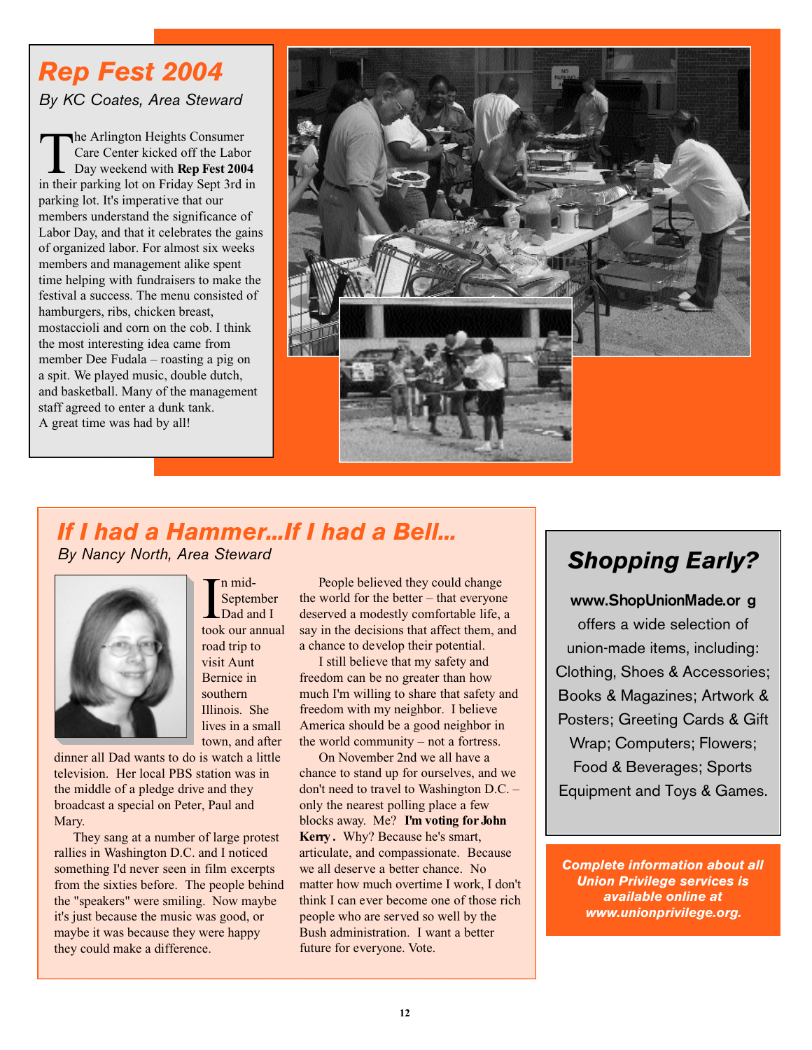## Rep Fest 2004

*By KC Coates, Area Steward*

The Arlington Heights Consumer Care Center kicked off the Labor Day weekend with **Rep Fest 2004** in their parking lot on Friday Sept 3rd in parking lot. It's imperative that our members understand the significance of Labor Day, and that it celebrates the gains of organized labor. For almost six weeks members and management alike spent time helping with fundraisers to make the festival a success. The menu consisted of hamburgers, ribs, chicken breast, mostaccioli and corn on the cob. I think the most interesting idea came from member Dee Fudala – roasting a pig on a spit. We played music, double dutch, and basketball. Many of the management staff agreed to enter a dunk tank. A great time was had by all!

## If I had a Hammer...If I had a Bell...

*By Nancy North, Area Steward*

In mid-September Dad and I took our annual road trip to visit Aunt Bernice in southern Illinois. She lives in a small town, and after dinner all Dad wants to do is watch a little television. Her local PBS station was in the middle of a pledge drive and they broadcast a special on Peter, Paul and Mary.

They sang at a number of large protest rallies in Washington D.C. and I noticed something I'd never seen in film excerpts from the sixties before. The people behind the "speakers" were smiling. Now maybe it's just because the music was good, or maybe it was because they were happy they could make a difference.

People believed they could change the world for the better – that everyone deserved a modestly comfortable life, a say in the decisions that affect them, and a chance to develop their potential.

I still believe that my safety and freedom can be no greater than how much I'm willing to share that safety and freedom with my neighbor. I believe America should be a good neighbor in the world community – not a fortress.

On November 2nd we all have a chance to stand up for ourselves, and we don't need to travel to Washington D.C. – only the nearest polling place a few blocks away. Me? **I'm voting for John Kerry.** Why? Because he's smart, articulate, and compassionate. Because we all deserve a better chance. No matter how much overtime I work, I don't think I can ever become one of those rich people who are served so well by the Bush administration. I want a better future for everyone. Vote.

## Shopping Early?

**www.ShopUnionMade.org** offers a wide selection of union-made items, including: Clothing, Shoes & Accessories; Books & Magazines; Artwork & Posters; Greeting Cards & Gift Wrap; Computers; Flowers; Food & Beverages; Sports Equipment and Toys & Games.

***Complete information about all Union Privilege services is available online at www.unionprivilege.org.***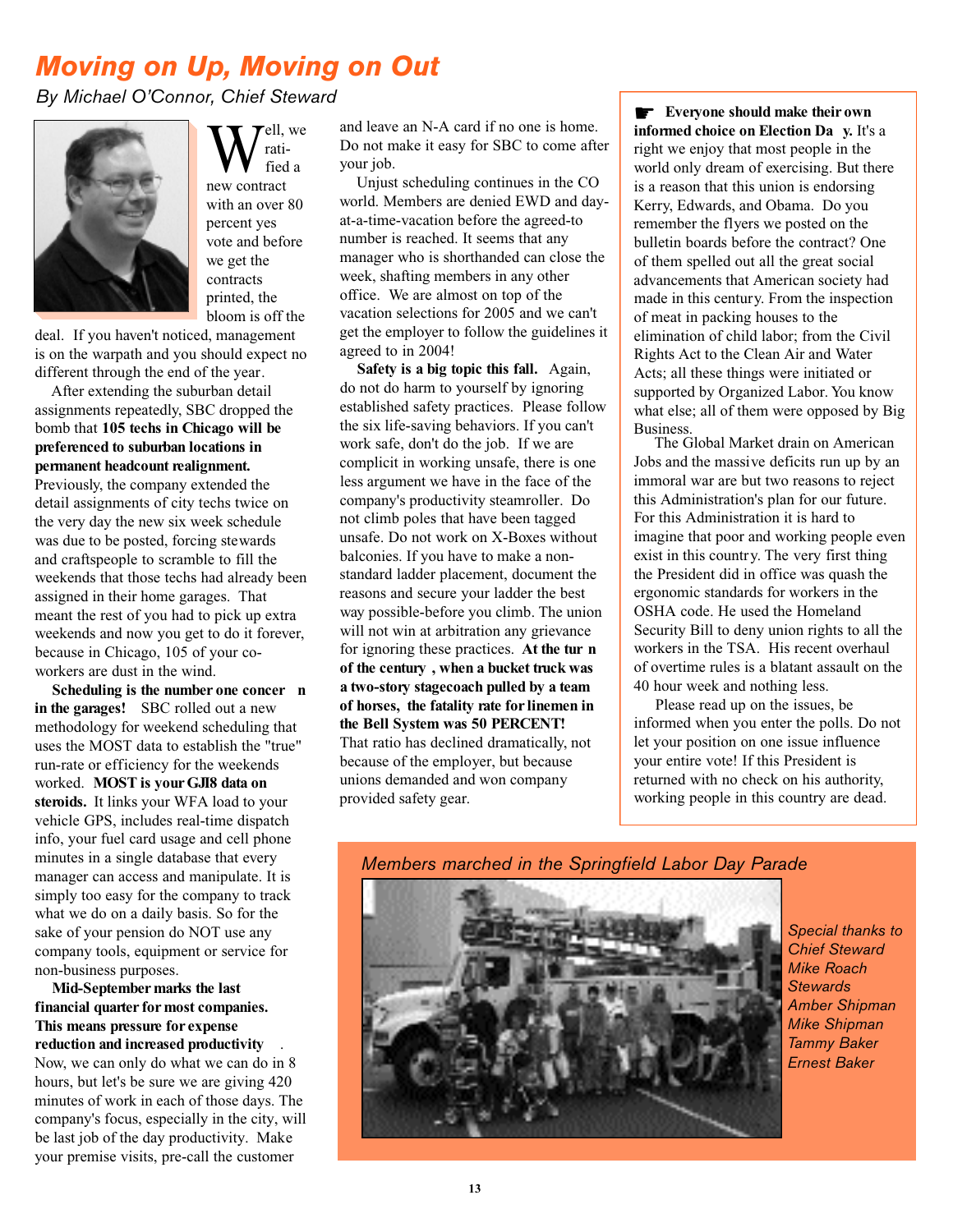# Moving on Up, Moving on Out

*By Michael O'Connor, Chief Steward*

Well, we ratified a new contract with an over 80 percent yes vote and before we get the contracts printed, the bloom is off the deal. If you haven't noticed, management is on the warpath and you should expect no different through the end of the year.

After extending the suburban detail assignments repeatedly, SBC dropped the bomb that **105 techs in Chicago will be preferenced to suburban locations in permanent headcount realignment.** Previously, the company extended the detail assignments of city techs twice on the very day the new six week schedule was due to be posted, forcing stewards and craftspeople to scramble to fill the weekends that those techs had already been assigned in their home garages. That meant the rest of you had to pick up extra weekends and now you get to do it forever, because in Chicago, 105 of your co-workers are dust in the wind.

**Scheduling is the number one concern in the garages!** SBC rolled out a new methodology for weekend scheduling that uses the MOST data to establish the "true" run-rate or efficiency for the weekends worked. **MOST is your GJI8 data on steroids.** It links your WFA load to your vehicle GPS, includes real-time dispatch info, your fuel card usage and cell phone minutes in a single database that every manager can access and manipulate. It is simply too easy for the company to track what we do on a daily basis. So for the sake of your pension do NOT use any company tools, equipment or service for non-business purposes.

**Mid-September marks the last financial quarter for most companies. This means pressure for expense reduction and increased productivity.** Now, we can only do what we can do in 8 hours, but let's be sure we are giving 420 minutes of work in each of those days. The company's focus, especially in the city, will be last job of the day productivity. Make your premise visits, pre-call the customer and leave an N-A card if no one is home. Do not make it easy for SBC to come after your job.

Unjust scheduling continues in the CO world. Members are denied EWD and day-at-a-time-vacation before the agreed-to number is reached. It seems that any manager who is shorthanded can close the week, shafting members in any other office. We are almost on top of the vacation selections for 2005 and we can't get the employer to follow the guidelines it agreed to in 2004!

**Safety is a big topic this fall.** Again, do not do harm to yourself by ignoring established safety practices. Please follow the six life-saving behaviors. If you can't work safe, don't do the job. If we are complicit in working unsafe, there is one less argument we have in the face of the company's productivity steamroller. Do not climb poles that have been tagged unsafe. Do not work on X-Boxes without balconies. If you have to make a non-standard ladder placement, document the reasons and secure your ladder the best way possible-before you climb. The union will not win at arbitration any grievance for ignoring these practices. **At the turn of the century, when a bucket truck was a two-story stagecoach pulled by a team of horses, the fatality rate for linemen in the Bell System was 50 PERCENT!** That ratio has declined dramatically, not because of the employer, but because unions demanded and won company provided safety gear.

☛ **Everyone should make their own informed choice on Election Day.** It's a right we enjoy that most people in the world only dream of exercising. But there is a reason that this union is endorsing Kerry, Edwards, and Obama. Do you remember the flyers we posted on the bulletin boards before the contract? One of them spelled out all the great social advancements that American society had made in this century. From the inspection of meat in packing houses to the elimination of child labor; from the Civil Rights Act to the Clean Air and Water Acts; all these things were initiated or supported by Organized Labor. You know what else; all of them were opposed by Big Business.

The Global Market drain on American Jobs and the massive deficits run up by an immoral war are but two reasons to reject this Administration's plan for our future. For this Administration it is hard to imagine that poor and working people even exist in this country. The very first thing the President did in office was quash the ergonomic standards for workers in the OSHA code. He used the Homeland Security Bill to deny union rights to all the workers in the TSA. His recent overhaul of overtime rules is a blatant assault on the 40 hour week and nothing less.

Please read up on the issues, be informed when you enter the polls. Do not let your position on one issue influence your entire vote! If this President is returned with no check on his authority, working people in this country are dead.

*Members marched in the Springfield Labor Day Parade*

*Special thanks to Chief Steward Mike Roach*
*Stewards Amber Shipman, Mike Shipman, Tammy Baker, Ernest Baker*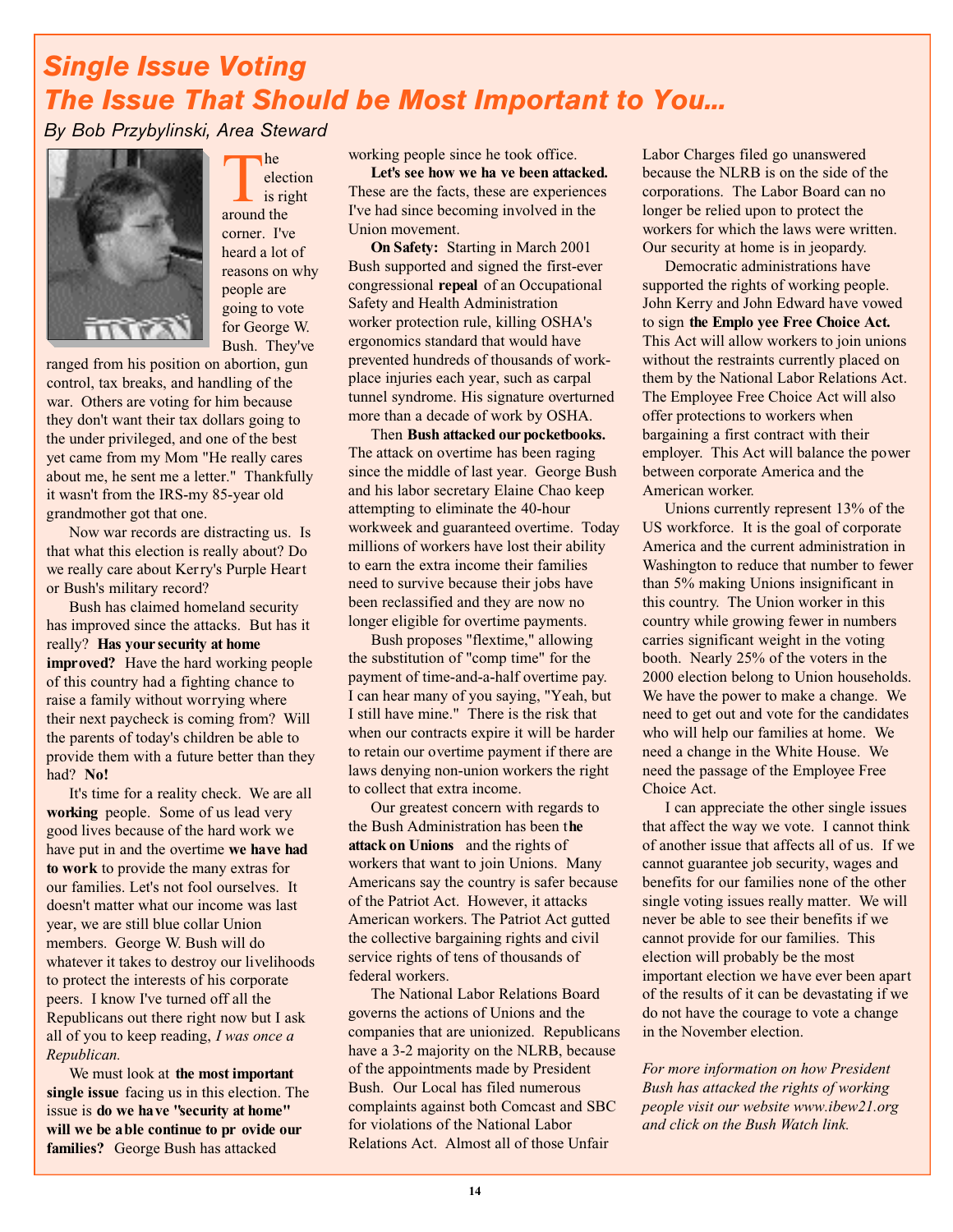# Single Issue Voting
# The Issue That Should be Most Important to You...

*By Bob Przybylinski, Area Steward*

The election is right around the corner. I've heard a lot of reasons on why people are going to vote for George W. Bush. They've ranged from his position on abortion, gun control, tax breaks, and handling of the war. Others are voting for him because they don't want their tax dollars going to the under privileged, and one of the best yet came from my Mom "He really cares about me, he sent me a letter." Thankfully it wasn't from the IRS-my 85-year old grandmother got that one.

Now war records are distracting us. Is that what this election is really about? Do we really care about Kerry's Purple Heart or Bush's military record?

Bush has claimed homeland security has improved since the attacks. But has it really? **Has your security at home improved?** Have the hard working people of this country had a fighting chance to raise a family without worrying where their next paycheck is coming from? Will the parents of today's children be able to provide them with a future better than they had? **No!**

It's time for a reality check. We are all **working** people. Some of us lead very good lives because of the hard work we have put in and the overtime **we have had to work** to provide the many extras for our families. Let's not fool ourselves. It doesn't matter what our income was last year, we are still blue collar Union members. George W. Bush will do whatever it takes to destroy our livelihoods to protect the interests of his corporate peers. I know I've turned off all the Republicans out there right now but I ask all of you to keep reading, *I was once a Republican.*

We must look at **the most important single issue** facing us in this election. The issue is **do we have "security at home" will we be able continue to provide our families?** George Bush has attacked working people since he took office.

**Let's see how we have been attacked.** These are the facts, these are experiences I've had since becoming involved in the Union movement.

**On Safety:** Starting in March 2001 Bush supported and signed the first-ever congressional **repeal** of an Occupational Safety and Health Administration worker protection rule, killing OSHA's ergonomics standard that would have prevented hundreds of thousands of workplace injuries each year, such as carpal tunnel syndrome. His signature overturned more than a decade of work by OSHA.

Then **Bush attacked our pocketbooks.** The attack on overtime has been raging since the middle of last year. George Bush and his labor secretary Elaine Chao keep attempting to eliminate the 40-hour workweek and guaranteed overtime. Today millions of workers have lost their ability to earn the extra income their families need to survive because their jobs have been reclassified and they are now no longer eligible for overtime payments.

Bush proposes "flextime," allowing the substitution of "comp time" for the payment of time-and-a-half overtime pay. I can hear many of you saying, "Yeah, but I still have mine." There is the risk that when our contracts expire it will be harder to retain our overtime payment if there are laws denying non-union workers the right to collect that extra income.

Our greatest concern with regards to the Bush Administration has been **the attack on Unions** and the rights of workers that want to join Unions. Many Americans say the country is safer because of the Patriot Act. However, it attacks American workers. The Patriot Act gutted the collective bargaining rights and civil service rights of tens of thousands of federal workers.

The National Labor Relations Board governs the actions of Unions and the companies that are unionized. Republicans have a 3-2 majority on the NLRB, because of the appointments made by President Bush. Our Local has filed numerous complaints against both Comcast and SBC for violations of the National Labor Relations Act. Almost all of those Unfair Labor Charges filed go unanswered because the NLRB is on the side of the corporations. The Labor Board can no longer be relied upon to protect the workers for which the laws were written. Our security at home is in jeopardy.

Democratic administrations have supported the rights of working people. John Kerry and John Edward have vowed to sign **the Employee Free Choice Act.** This Act will allow workers to join unions without the restraints currently placed on them by the National Labor Relations Act. The Employee Free Choice Act will also offer protections to workers when bargaining a first contract with their employer. This Act will balance the power between corporate America and the American worker.

Unions currently represent 13% of the US workforce. It is the goal of corporate America and the current administration in Washington to reduce that number to fewer than 5% making Unions insignificant in this country. The Union worker in this country while growing fewer in numbers carries significant weight in the voting booth. Nearly 25% of the voters in the 2000 election belong to Union households. We have the power to make a change. We need to get out and vote for the candidates who will help our families at home. We need a change in the White House. We need the passage of the Employee Free Choice Act.

I can appreciate the other single issues that affect the way we vote. I cannot think of another issue that affects all of us. If we cannot guarantee job security, wages and benefits for our families none of the other single voting issues really matter. We will never be able to see their benefits if we cannot provide for our families. This election will probably be the most important election we have ever been apart of the results of it can be devastating if we do not have the courage to vote a change in the November election.

*For more information on how President Bush has attacked the rights of working people visit our website www.ibew21.org and click on the Bush Watch link.*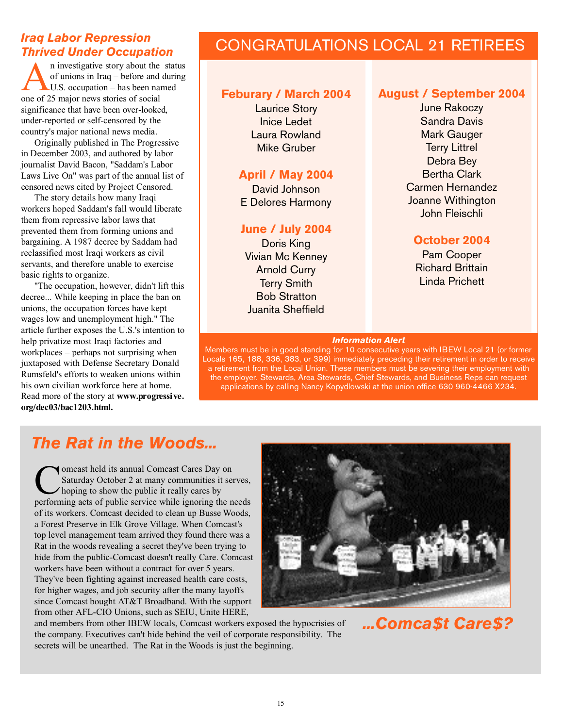## Iraq Labor Repression Thrived Under Occupation

An investigative story about the status of unions in Iraq – before and during U.S. occupation – has been named one of 25 major news stories of social significance that have been over-looked, under-reported or self-censored by the country's major national news media.

Originally published in The Progressive in December 2003, and authored by labor journalist David Bacon, "Saddam's Labor Laws Live On" was part of the annual list of censored news cited by Project Censored.

The story details how many Iraqi workers hoped Saddam's fall would liberate them from repressive labor laws that prevented them from forming unions and bargaining. A 1987 decree by Saddam had reclassified most Iraqi workers as civil servants, and therefore unable to exercise basic rights to organize.

"The occupation, however, didn't lift this decree... While keeping in place the ban on unions, the occupation forces have kept wages low and unemployment high." The article further exposes the U.S.'s intention to help privatize most Iraqi factories and workplaces – perhaps not surprising when juxtaposed with Defense Secretary Donald Rumsfeld's efforts to weaken unions within his own civilian workforce here at home. Read more of the story at **www.progressive.org/dec03/bac1203.html.**

## CONGRATULATIONS LOCAL 21 RETIREES

### Feburary / March 2004
Laurice Story
Inice Ledet
Laura Rowland
Mike Gruber

### April / May 2004
David Johnson
E Delores Harmony

### June / July 2004
Doris King
Vivian Mc Kenney
Arnold Curry
Terry Smith
Bob Stratton
Juanita Sheffield

### August / September 2004
June Rakoczy
Sandra Davis
Mark Gauger
Terry Littrel
Debra Bey
Bertha Clark
Carmen Hernandez
Joanne Withington
John Fleischli

### October 2004
Pam Cooper
Richard Brittain
Linda Prichett

***Information Alert***

Members must be in good standing for 10 consecutive years with IBEW Local 21 (or former Locals 165, 188, 336, 383, or 399) immediately preceding their retirement in order to receive a retirement from the Local Union. These members must be severing their employment with the employer. Stewards, Area Stewards, Chief Stewards, and Business Reps can request applications by calling Nancy Kopydlowski at the union office 630 960-4466 X234.

## The Rat in the Woods...

Comcast held its annual Comcast Cares Day on Saturday October 2 at many communities it serves, hoping to show the public it really cares by performing acts of public service while ignoring the needs of its workers. Comcast decided to clean up Busse Woods, a Forest Preserve in Elk Grove Village. When Comcast's top level management team arrived they found there was a Rat in the woods revealing a secret they've been trying to hide from the public-Comcast doesn't really Care. Comcast workers have been without a contract for over 5 years. They've been fighting against increased health care costs, for higher wages, and job security after the many layoffs since Comcast bought AT&T Broadband. With the support from other AFL-CIO Unions, such as SEIU, Unite HERE, and members from other IBEW locals, Comcast workers exposed the hypocrisies of the company. Executives can't hide behind the veil of corporate responsibility. The secrets will be unearthed. The Rat in the Woods is just the beginning.

## ...Comca$t Care$?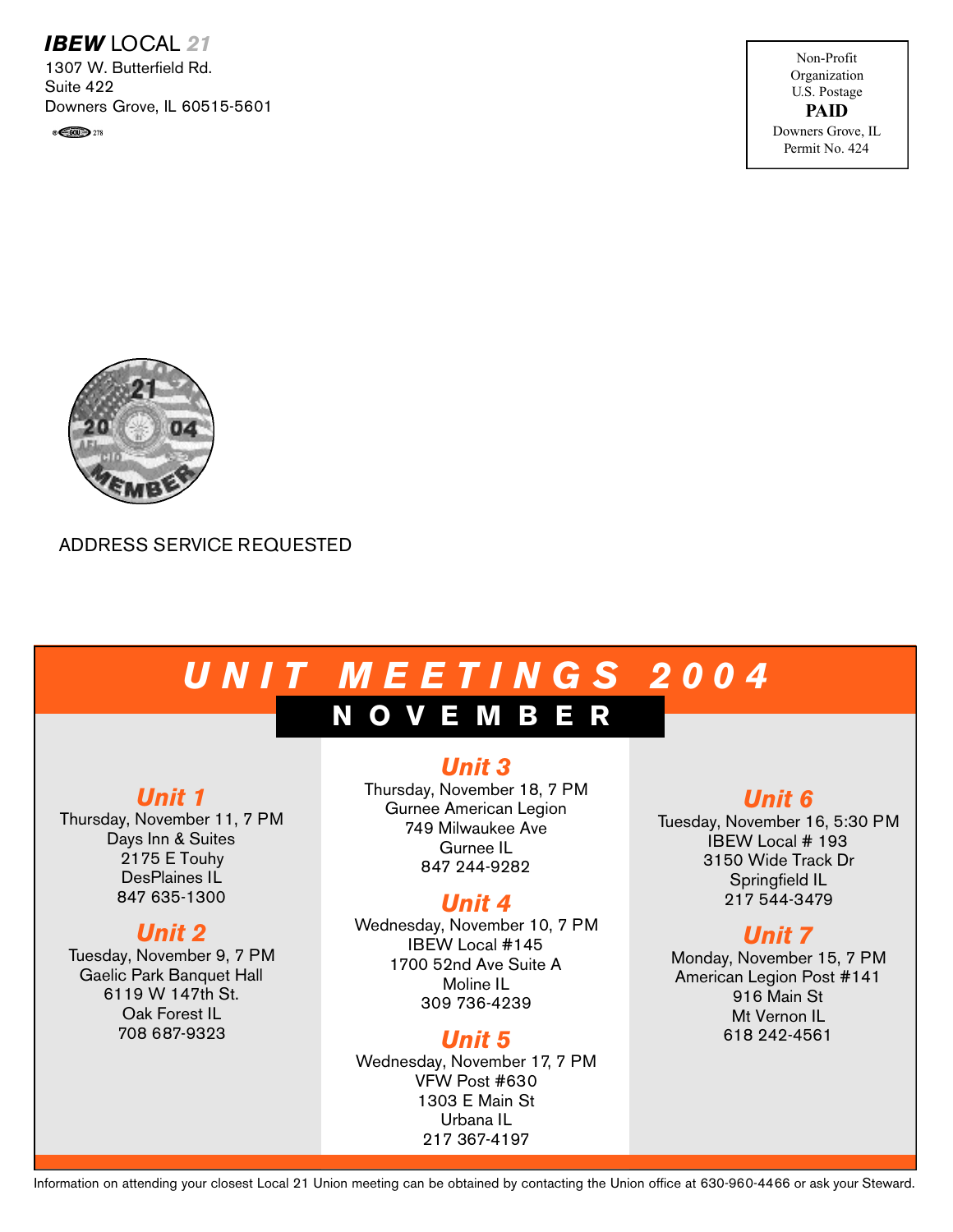**IBEW** LOCAL 21
1307 W. Butterfield Rd.
Suite 422
Downers Grove, IL 60515-5601

Non-Profit
Organization
U.S. Postage
**PAID**
Downers Grove, IL
Permit No. 424

ADDRESS SERVICE REQUESTED

# UNIT MEETINGS 2004

## NOVEMBER

### Unit 1
Thursday, November 11, 7 PM
Days Inn & Suites
2175 E Touhy
DesPlaines IL
847 635-1300

### Unit 2
Tuesday, November 9, 7 PM
Gaelic Park Banquet Hall
6119 W 147th St.
Oak Forest IL
708 687-9323

### Unit 3
Thursday, November 18, 7 PM
Gurnee American Legion
749 Milwaukee Ave
Gurnee IL
847 244-9282

### Unit 4
Wednesday, November 10, 7 PM
IBEW Local #145
1700 52nd Ave Suite A
Moline IL
309 736-4239

### Unit 5
Wednesday, November 17, 7 PM
VFW Post #630
1303 E Main St
Urbana IL
217 367-4197

### Unit 6
Tuesday, November 16, 5:30 PM
IBEW Local # 193
3150 Wide Track Dr
Springfield IL
217 544-3479

### Unit 7
Monday, November 15, 7 PM
American Legion Post #141
916 Main St
Mt Vernon IL
618 242-4561

Information on attending your closest Local 21 Union meeting can be obtained by contacting the Union office at 630-960-4466 or ask your Steward.